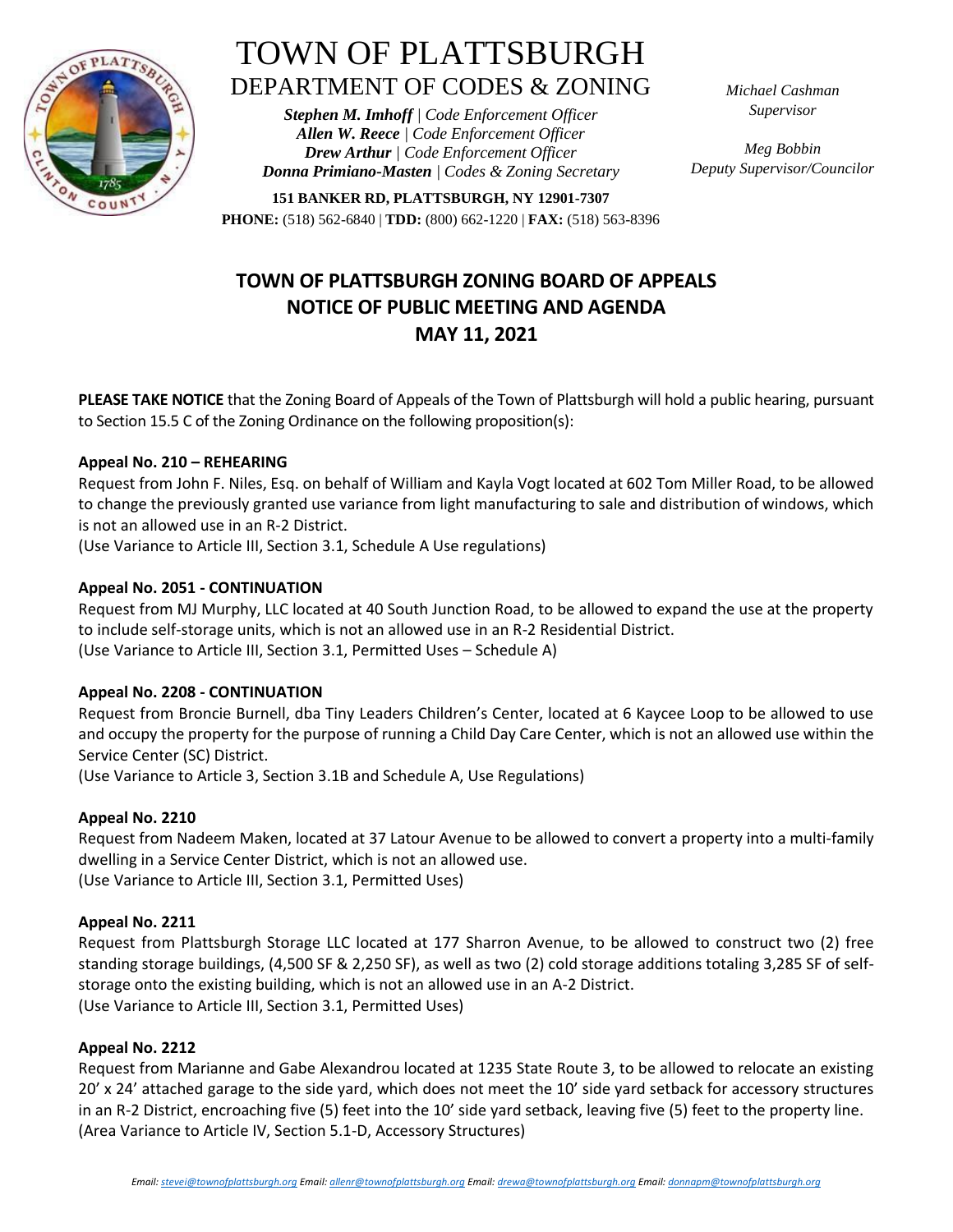# TOWN OF PLATTSBURGH
## DEPARTMENT OF CODES & ZONING

***Stephen M. Imhoff** | Code Enforcement Officer*
***Allen W. Reece** | Code Enforcement Officer*
***Drew Arthur** | Code Enforcement Officer*
***Donna Primiano-Masten** | Codes & Zoning Secretary*

**151 BANKER RD, PLATTSBURGH, NY 12901-7307**
**PHONE:** (518) 562-6840 | **TDD:** (800) 662-1220 | **FAX:** (518) 563-8396

*Michael Cashman*
*Supervisor*

*Meg Bobbin*
*Deputy Supervisor/Councilor*

## TOWN OF PLATTSBURGH ZONING BOARD OF APPEALS
## NOTICE OF PUBLIC MEETING AND AGENDA
## MAY 11, 2021

**PLEASE TAKE NOTICE** that the Zoning Board of Appeals of the Town of Plattsburgh will hold a public hearing, pursuant to Section 15.5 C of the Zoning Ordinance on the following proposition(s):

**Appeal No. 210 – REHEARING**
Request from John F. Niles, Esq. on behalf of William and Kayla Vogt located at 602 Tom Miller Road, to be allowed to change the previously granted use variance from light manufacturing to sale and distribution of windows, which is not an allowed use in an R-2 District.
(Use Variance to Article III, Section 3.1, Schedule A Use regulations)

**Appeal No. 2051 - CONTINUATION**
Request from MJ Murphy, LLC located at 40 South Junction Road, to be allowed to expand the use at the property to include self-storage units, which is not an allowed use in an R-2 Residential District.
(Use Variance to Article III, Section 3.1, Permitted Uses – Schedule A)

**Appeal No. 2208 - CONTINUATION**
Request from Broncie Burnell, dba Tiny Leaders Children's Center, located at 6 Kaycee Loop to be allowed to use and occupy the property for the purpose of running a Child Day Care Center, which is not an allowed use within the Service Center (SC) District.
(Use Variance to Article 3, Section 3.1B and Schedule A, Use Regulations)

**Appeal No. 2210**
Request from Nadeem Maken, located at 37 Latour Avenue to be allowed to convert a property into a multi-family dwelling in a Service Center District, which is not an allowed use.
(Use Variance to Article III, Section 3.1, Permitted Uses)

**Appeal No. 2211**
Request from Plattsburgh Storage LLC located at 177 Sharron Avenue, to be allowed to construct two (2) free standing storage buildings, (4,500 SF & 2,250 SF), as well as two (2) cold storage additions totaling 3,285 SF of self-storage onto the existing building, which is not an allowed use in an A-2 District.
(Use Variance to Article III, Section 3.1, Permitted Uses)

**Appeal No. 2212**
Request from Marianne and Gabe Alexandrou located at 1235 State Route 3, to be allowed to relocate an existing 20' x 24' attached garage to the side yard, which does not meet the 10' side yard setback for accessory structures in an R-2 District, encroaching five (5) feet into the 10' side yard setback, leaving five (5) feet to the property line.
(Area Variance to Article IV, Section 5.1-D, Accessory Structures)

*Email: stevei@townofplattsburgh.org Email: allenr@townofplattsburgh.org Email: drewa@townofplattsburgh.org Email: donnapm@townofplattsburgh.org*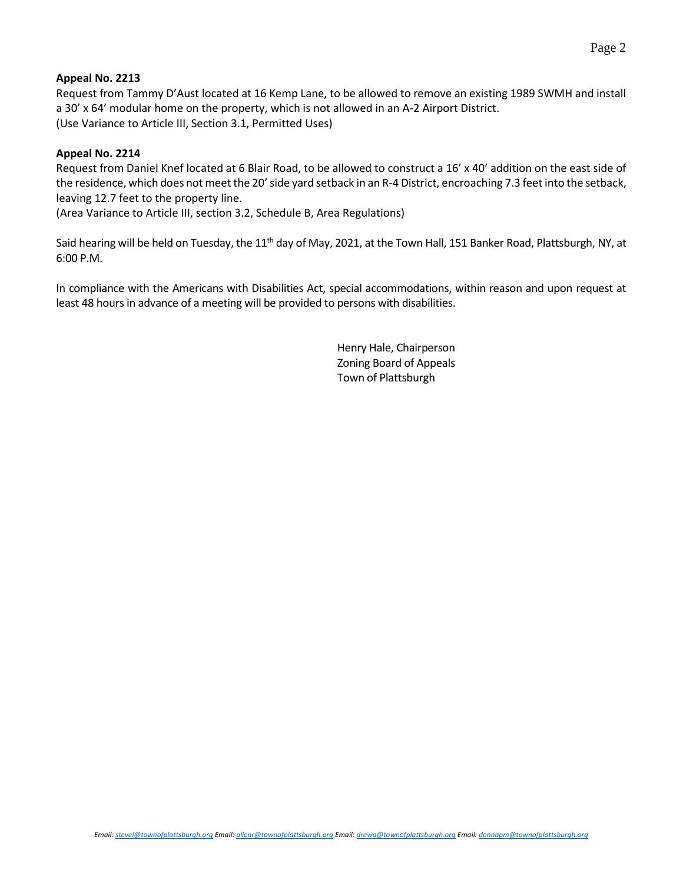**Appeal No. 2213**

Request from Tammy D'Aust located at 16 Kemp Lane, to be allowed to remove an existing 1989 SWMH and install a 30' x 64' modular home on the property, which is not allowed in an A-2 Airport District.
(Use Variance to Article III, Section 3.1, Permitted Uses)

**Appeal No. 2214**

Request from Daniel Knef located at 6 Blair Road, to be allowed to construct a 16' x 40' addition on the east side of the residence, which does not meet the 20' side yard setback in an R-4 District, encroaching 7.3 feet into the setback, leaving 12.7 feet to the property line.
(Area Variance to Article III, section 3.2, Schedule B, Area Regulations)

Said hearing will be held on Tuesday, the 11th day of May, 2021, at the Town Hall, 151 Banker Road, Plattsburgh, NY, at 6:00 P.M.

In compliance with the Americans with Disabilities Act, special accommodations, within reason and upon request at least 48 hours in advance of a meeting will be provided to persons with disabilities.

Henry Hale, Chairperson
Zoning Board of Appeals
Town of Plattsburgh

*Email: stevei@townofplattsburgh.org Email: allenr@townofplattsburgh.org Email: drewa@townofplattsburgh.org Email: donnapm@townofplattsburgh.org*